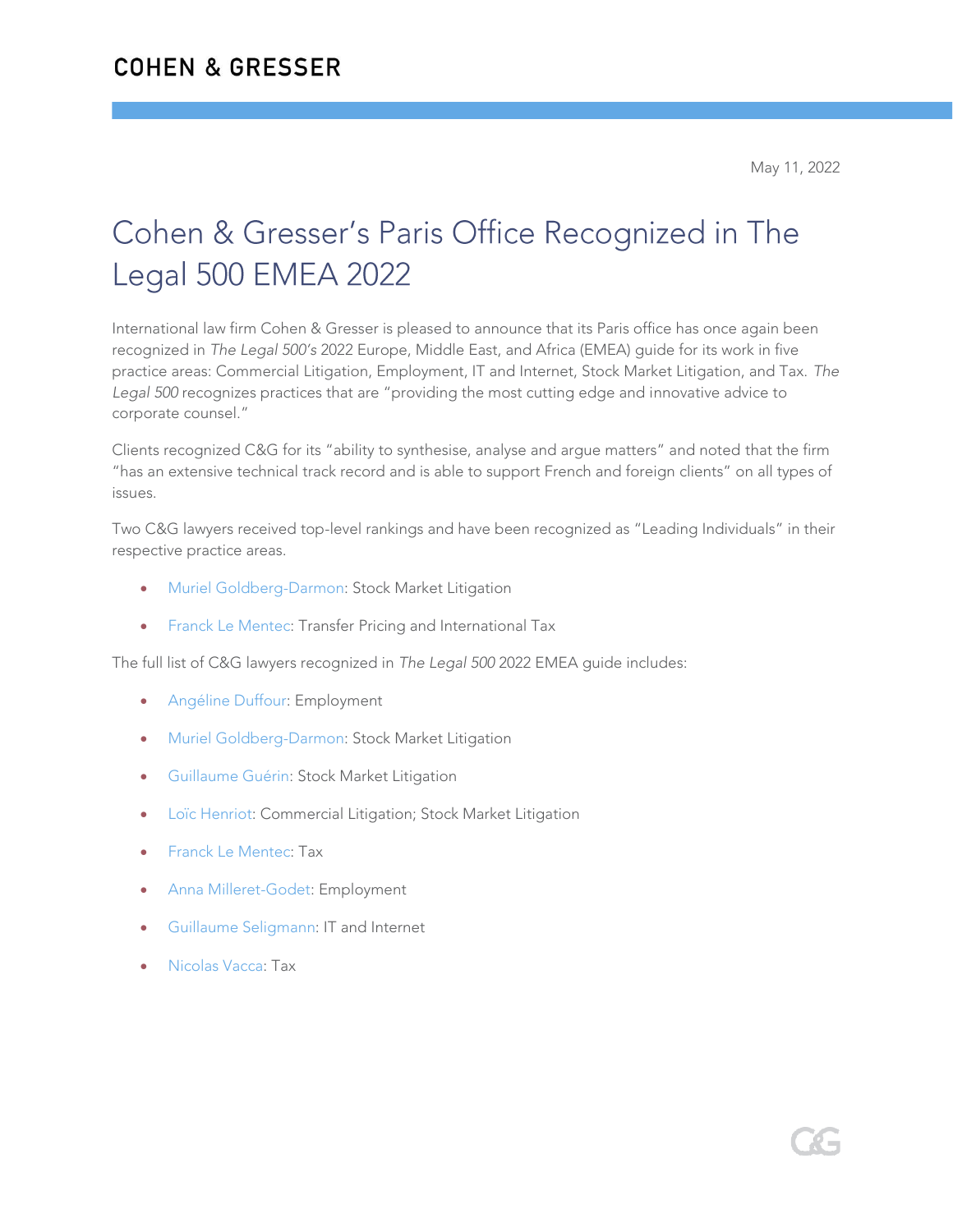COHEN & GRESSER

May 11, 2022

# Cohen & Gresser's Paris Office Recognized in The Legal 500 EMEA 2022

International law firm Cohen & Gresser is pleased to announce that its Paris office has once again been recognized in *The Legal 500's* 2022 Europe, Middle East, and Africa (EMEA) guide for its work in five practice areas: Commercial Litigation, Employment, IT and Internet, Stock Market Litigation, and Tax. *The Legal 500* recognizes practices that are "providing the most cutting edge and innovative advice to corporate counsel."

Clients recognized C&G for its "ability to synthesise, analyse and argue matters" and noted that the firm "has an extensive technical track record and is able to support French and foreign clients" on all types of issues.

Two C&G lawyers received top-level rankings and have been recognized as "Leading Individuals" in their respective practice areas.

- Muriel Goldberg-Darmon: Stock Market Litigation
- Franck Le Mentec: Transfer Pricing and International Tax

The full list of C&G lawyers recognized in *The Legal 500* 2022 EMEA guide includes:

- Angéline Duffour: Employment
- Muriel Goldberg-Darmon: Stock Market Litigation
- Guillaume Guérin: Stock Market Litigation
- Loïc Henriot: Commercial Litigation; Stock Market Litigation
- Franck Le Mentec: Tax
- Anna Milleret-Godet: Employment
- Guillaume Seligmann: IT and Internet
- Nicolas Vacca: Tax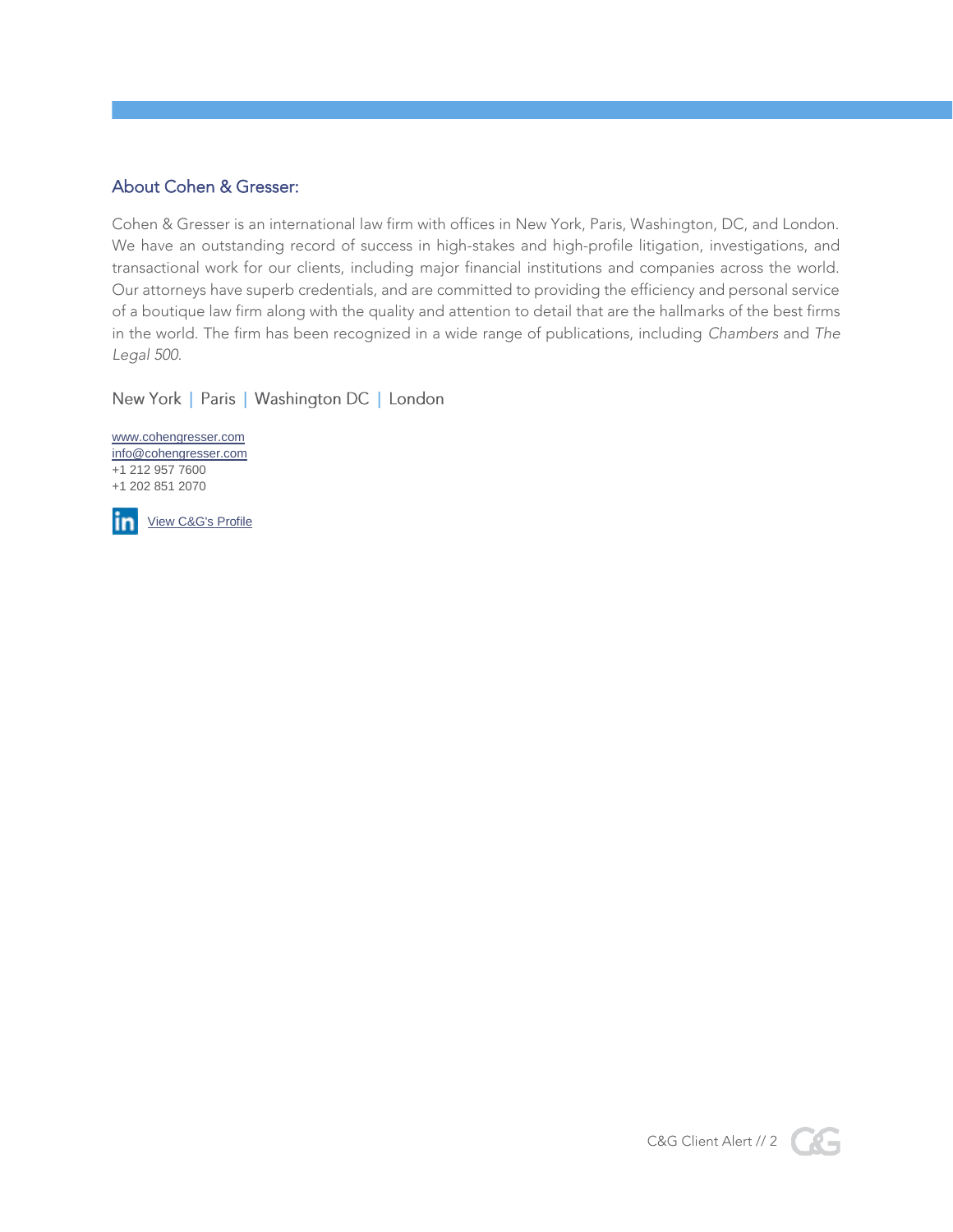## About Cohen & Gresser:

Cohen & Gresser is an international law firm with offices in New York, Paris, Washington, DC, and London. We have an outstanding record of success in high-stakes and high-profile litigation, investigations, and transactional work for our clients, including major financial institutions and companies across the world. Our attorneys have superb credentials, and are committed to providing the efficiency and personal service of a boutique law firm along with the quality and attention to detail that are the hallmarks of the best firms in the world. The firm has been recognized in a wide range of publications, including *Chambers* and *The Legal 500.*

New York | Paris | Washington DC | London

www.cohengresser.com
info@cohengresser.com
+1 212 957 7600
+1 202 851 2070

View C&G's Profile